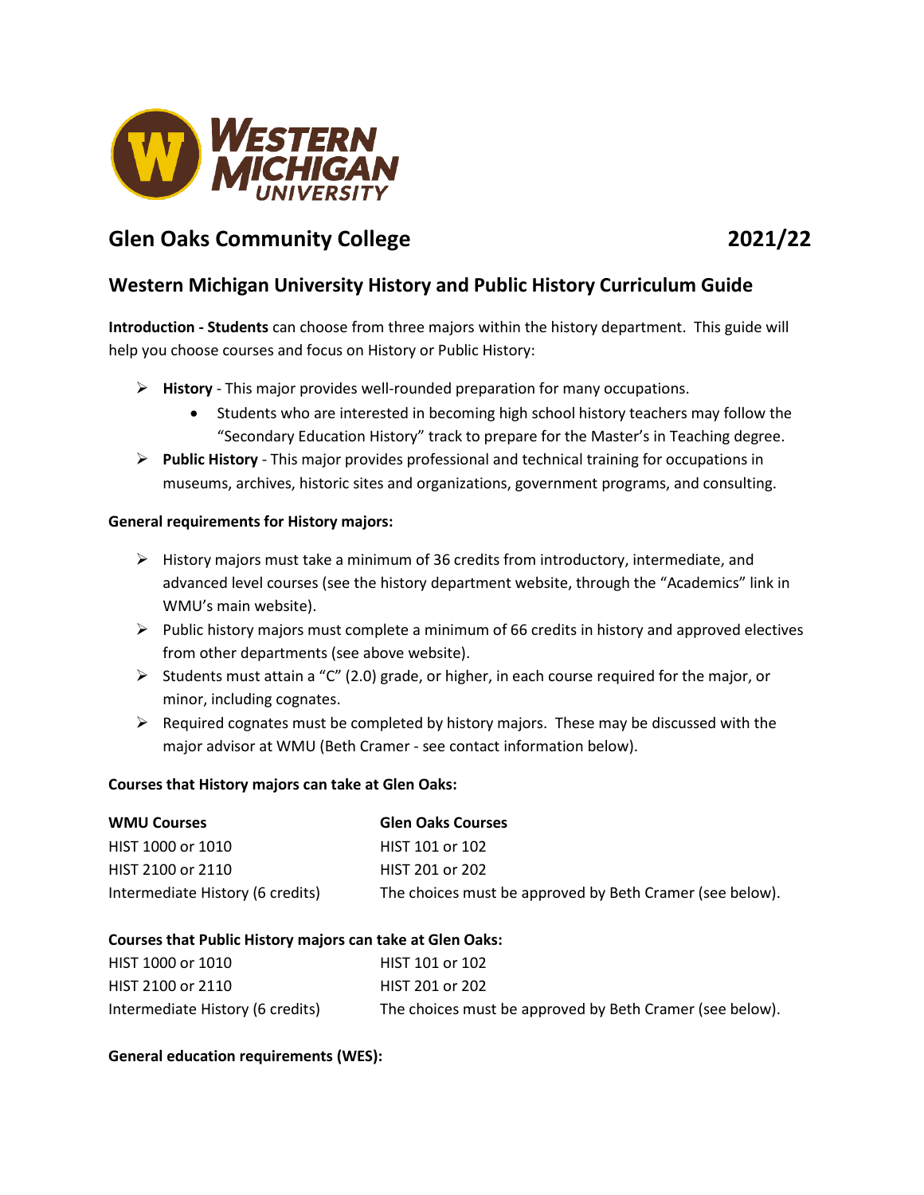## Glen Oaks Community College 2021/22

## Western Michigan University History and Public History Curriculum Guide

**Introduction - Students** can choose from three majors within the history department. This guide will help you choose courses and focus on History or Public History:

- **History** - This major provides well-rounded preparation for many occupations.
  - Students who are interested in becoming high school history teachers may follow the "Secondary Education History" track to prepare for the Master's in Teaching degree.
- **Public History** - This major provides professional and technical training for occupations in museums, archives, historic sites and organizations, government programs, and consulting.

**General requirements for History majors:**

- History majors must take a minimum of 36 credits from introductory, intermediate, and advanced level courses (see the history department website, through the "Academics" link in WMU's main website).
- Public history majors must complete a minimum of 66 credits in history and approved electives from other departments (see above website).
- Students must attain a "C" (2.0) grade, or higher, in each course required for the major, or minor, including cognates.
- Required cognates must be completed by history majors. These may be discussed with the major advisor at WMU (Beth Cramer - see contact information below).

**Courses that History majors can take at Glen Oaks:**

| WMU Courses | Glen Oaks Courses |
|---|---|
| HIST 1000 or 1010 | HIST 101 or 102 |
| HIST 2100 or 2110 | HIST 201 or 202 |
| Intermediate History (6 credits) | The choices must be approved by Beth Cramer (see below). |

**Courses that Public History majors can take at Glen Oaks:**

| | |
|---|---|
| HIST 1000 or 1010 | HIST 101 or 102 |
| HIST 2100 or 2110 | HIST 201 or 202 |
| Intermediate History (6 credits) | The choices must be approved by Beth Cramer (see below). |

**General education requirements (WES):**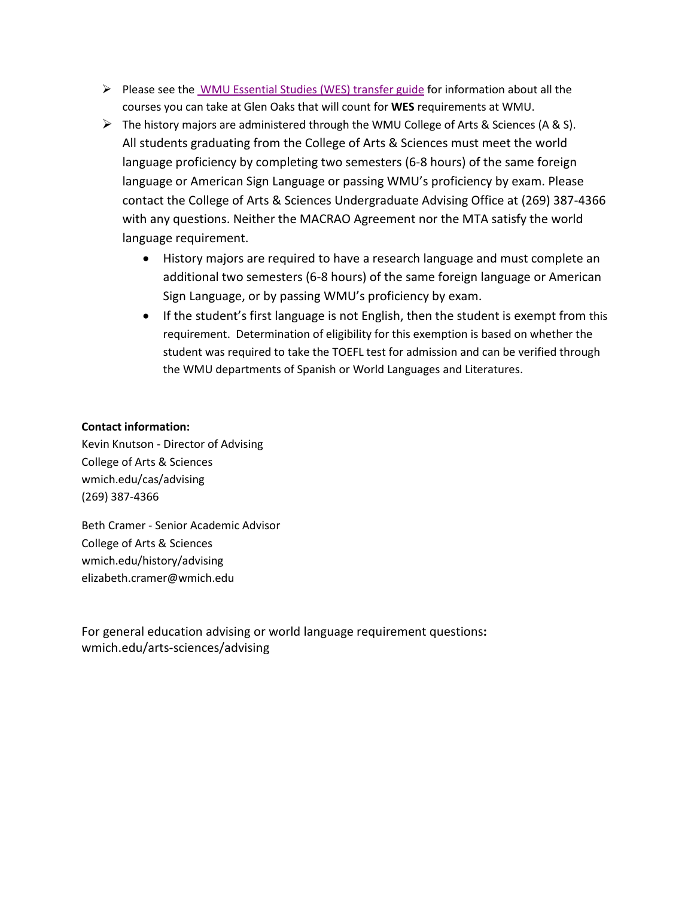- Please see the [WMU Essential Studies (WES) transfer guide](#) for information about all the courses you can take at Glen Oaks that will count for **WES** requirements at WMU.
- The history majors are administered through the WMU College of Arts & Sciences (A & S). All students graduating from the College of Arts & Sciences must meet the world language proficiency by completing two semesters (6-8 hours) of the same foreign language or American Sign Language or passing WMU's proficiency by exam. Please contact the College of Arts & Sciences Undergraduate Advising Office at (269) 387-4366 with any questions. Neither the MACRAO Agreement nor the MTA satisfy the world language requirement.
  - History majors are required to have a research language and must complete an additional two semesters (6-8 hours) of the same foreign language or American Sign Language, or by passing WMU's proficiency by exam.
  - If the student's first language is not English, then the student is exempt from this requirement. Determination of eligibility for this exemption is based on whether the student was required to take the TOEFL test for admission and can be verified through the WMU departments of Spanish or World Languages and Literatures.

**Contact information:**

Kevin Knutson - Director of Advising
College of Arts & Sciences
wmich.edu/cas/advising
(269) 387-4366

Beth Cramer - Senior Academic Advisor
College of Arts & Sciences
wmich.edu/history/advising
elizabeth.cramer@wmich.edu

For general education advising or world language requirement questions**:**
wmich.edu/arts-sciences/advising